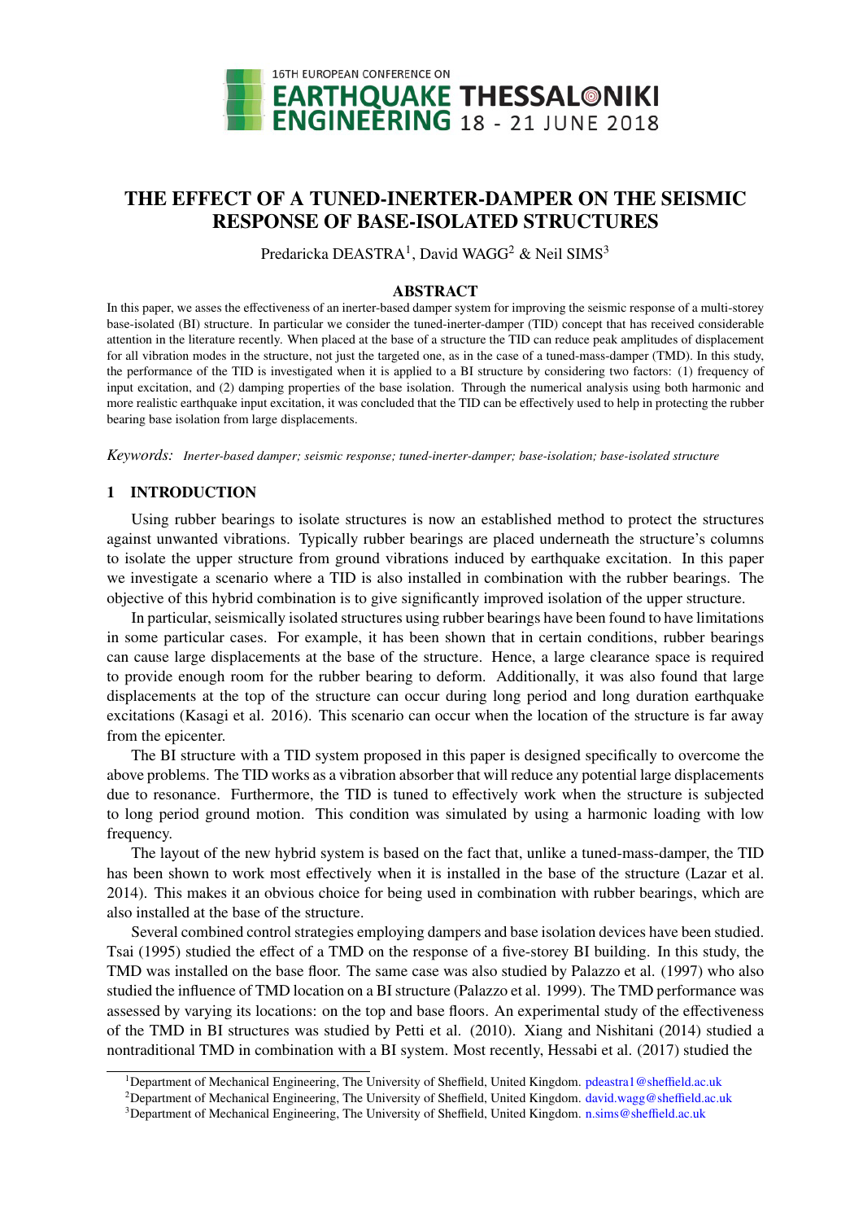# THE EFFECT OF A TUNED-INERTER-DAMPER ON THE SEISMIC RESPONSE OF BASE-ISOLATED STRUCTURES

Predaricka DEASTRA[1], David WAGG[2] & Neil SIMS[3]

## ABSTRACT

In this paper, we asses the effectiveness of an inerter-based damper system for improving the seismic response of a multi-storey base-isolated (BI) structure. In particular we consider the tuned-inerter-damper (TID) concept that has received considerable attention in the literature recently. When placed at the base of a structure the TID can reduce peak amplitudes of displacement for all vibration modes in the structure, not just the targeted one, as in the case of a tuned-mass-damper (TMD). In this study, the performance of the TID is investigated when it is applied to a BI structure by considering two factors: (1) frequency of input excitation, and (2) damping properties of the base isolation. Through the numerical analysis using both harmonic and more realistic earthquake input excitation, it was concluded that the TID can be effectively used to help in protecting the rubber bearing base isolation from large displacements.

*Keywords: Inerter-based damper; seismic response; tuned-inerter-damper; base-isolation; base-isolated structure*

## 1 INTRODUCTION

Using rubber bearings to isolate structures is now an established method to protect the structures against unwanted vibrations. Typically rubber bearings are placed underneath the structure's columns to isolate the upper structure from ground vibrations induced by earthquake excitation. In this paper we investigate a scenario where a TID is also installed in combination with the rubber bearings. The objective of this hybrid combination is to give significantly improved isolation of the upper structure.

In particular, seismically isolated structures using rubber bearings have been found to have limitations in some particular cases. For example, it has been shown that in certain conditions, rubber bearings can cause large displacements at the base of the structure. Hence, a large clearance space is required to provide enough room for the rubber bearing to deform. Additionally, it was also found that large displacements at the top of the structure can occur during long period and long duration earthquake excitations (Kasagi et al. 2016). This scenario can occur when the location of the structure is far away from the epicenter.

The BI structure with a TID system proposed in this paper is designed specifically to overcome the above problems. The TID works as a vibration absorber that will reduce any potential large displacements due to resonance. Furthermore, the TID is tuned to effectively work when the structure is subjected to long period ground motion. This condition was simulated by using a harmonic loading with low frequency.

The layout of the new hybrid system is based on the fact that, unlike a tuned-mass-damper, the TID has been shown to work most effectively when it is installed in the base of the structure (Lazar et al. 2014). This makes it an obvious choice for being used in combination with rubber bearings, which are also installed at the base of the structure.

Several combined control strategies employing dampers and base isolation devices have been studied. Tsai (1995) studied the effect of a TMD on the response of a five-storey BI building. In this study, the TMD was installed on the base floor. The same case was also studied by Palazzo et al. (1997) who also studied the influence of TMD location on a BI structure (Palazzo et al. 1999). The TMD performance was assessed by varying its locations: on the top and base floors. An experimental study of the effectiveness of the TMD in BI structures was studied by Petti et al. (2010). Xiang and Nishitani (2014) studied a nontraditional TMD in combination with a BI system. Most recently, Hessabi et al. (2017) studied the

---

[1] Department of Mechanical Engineering, The University of Sheffield, United Kingdom. pdeastra1@sheffield.ac.uk

[2] Department of Mechanical Engineering, The University of Sheffield, United Kingdom. david.wagg@sheffield.ac.uk

[3] Department of Mechanical Engineering, The University of Sheffield, United Kingdom. n.sims@sheffield.ac.uk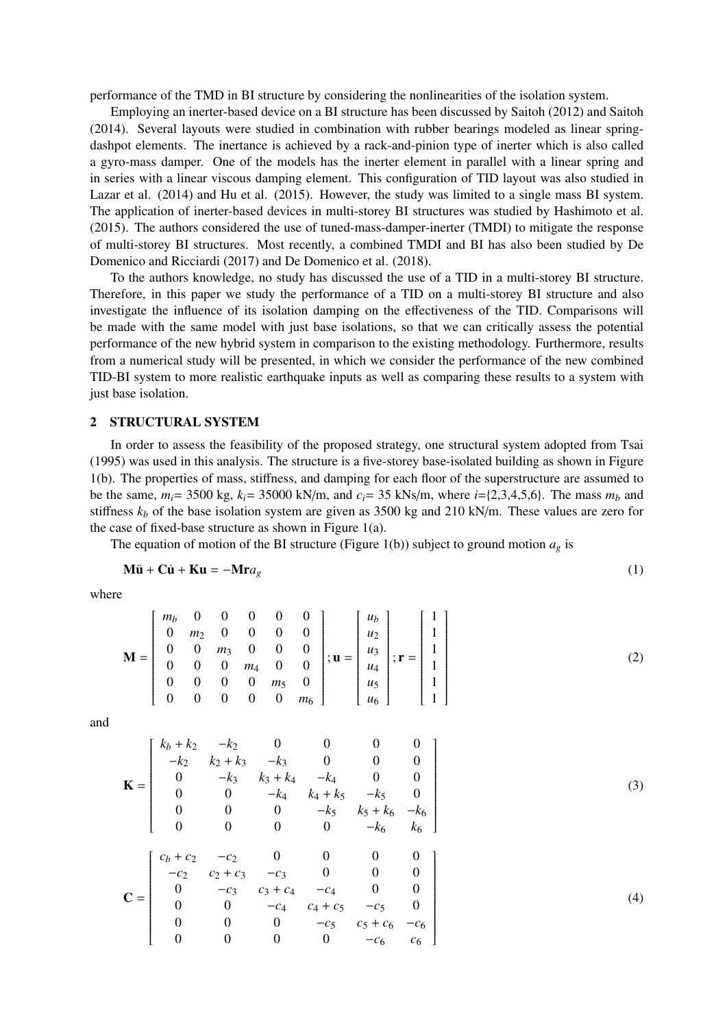performance of the TMD in BI structure by considering the nonlinearities of the isolation system.

Employing an inerter-based device on a BI structure has been discussed by Saitoh (2012) and Saitoh (2014). Several layouts were studied in combination with rubber bearings modeled as linear spring-dashpot elements. The inertance is achieved by a rack-and-pinion type of inerter which is also called a gyro-mass damper. One of the models has the inerter element in parallel with a linear spring and in series with a linear viscous damping element. This configuration of TID layout was also studied in Lazar et al. (2014) and Hu et al. (2015). However, the study was limited to a single mass BI system. The application of inerter-based devices in multi-storey BI structures was studied by Hashimoto et al. (2015). The authors considered the use of tuned-mass-damper-inerter (TMDI) to mitigate the response of multi-storey BI structures. Most recently, a combined TMDI and BI has also been studied by De Domenico and Ricciardi (2017) and De Domenico et al. (2018).

To the authors knowledge, no study has discussed the use of a TID in a multi-storey BI structure. Therefore, in this paper we study the performance of a TID on a multi-storey BI structure and also investigate the influence of its isolation damping on the effectiveness of the TID. Comparisons will be made with the same model with just base isolations, so that we can critically assess the potential performance of the new hybrid system in comparison to the existing methodology. Furthermore, results from a numerical study will be presented, in which we consider the performance of the new combined TID-BI system to more realistic earthquake inputs as well as comparing these results to a system with just base isolation.

## 2 STRUCTURAL SYSTEM

In order to assess the feasibility of the proposed strategy, one structural system adopted from Tsai (1995) was used in this analysis. The structure is a five-storey base-isolated building as shown in Figure 1(b). The properties of mass, stiffness, and damping for each floor of the superstructure are assumed to be the same, $m_i$= 3500 kg, $k_i$= 35000 kN/m, and $c_i$= 35 kNs/m, where $i$={2,3,4,5,6}. The mass $m_b$ and stiffness $k_b$ of the base isolation system are given as 3500 kg and 210 kN/m. These values are zero for the case of fixed-base structure as shown in Figure 1(a).

The equation of motion of the BI structure (Figure 1(b)) subject to ground motion $a_g$ is

$$\mathbf{M}\ddot{\mathbf{u}} + \mathbf{C}\dot{\mathbf{u}} + \mathbf{K}\mathbf{u} = -\mathbf{M}\mathbf{r}a_g \tag{1}$$

where

$$\mathbf{M} = \begin{bmatrix} m_b & 0 & 0 & 0 & 0 & 0 \\ 0 & m_2 & 0 & 0 & 0 & 0 \\ 0 & 0 & m_3 & 0 & 0 & 0 \\ 0 & 0 & 0 & m_4 & 0 & 0 \\ 0 & 0 & 0 & 0 & m_5 & 0 \\ 0 & 0 & 0 & 0 & 0 & m_6 \end{bmatrix}; \mathbf{u} = \begin{bmatrix} u_b \\ u_2 \\ u_3 \\ u_4 \\ u_5 \\ u_6 \end{bmatrix}; \mathbf{r} = \begin{bmatrix} 1 \\ 1 \\ 1 \\ 1 \\ 1 \\ 1 \end{bmatrix} \tag{2}$$

and

$$\mathbf{K} = \begin{bmatrix} k_b + k_2 & -k_2 & 0 & 0 & 0 & 0 \\ -k_2 & k_2 + k_3 & -k_3 & 0 & 0 & 0 \\ 0 & -k_3 & k_3 + k_4 & -k_4 & 0 & 0 \\ 0 & 0 & -k_4 & k_4 + k_5 & -k_5 & 0 \\ 0 & 0 & 0 & -k_5 & k_5 + k_6 & -k_6 \\ 0 & 0 & 0 & 0 & -k_6 & k_6 \end{bmatrix} \tag{3}$$

$$\mathbf{C} = \begin{bmatrix} c_b + c_2 & -c_2 & 0 & 0 & 0 & 0 \\ -c_2 & c_2 + c_3 & -c_3 & 0 & 0 & 0 \\ 0 & -c_3 & c_3 + c_4 & -c_4 & 0 & 0 \\ 0 & 0 & -c_4 & c_4 + c_5 & -c_5 & 0 \\ 0 & 0 & 0 & -c_5 & c_5 + c_6 & -c_6 \\ 0 & 0 & 0 & 0 & -c_6 & c_6 \end{bmatrix} \tag{4}$$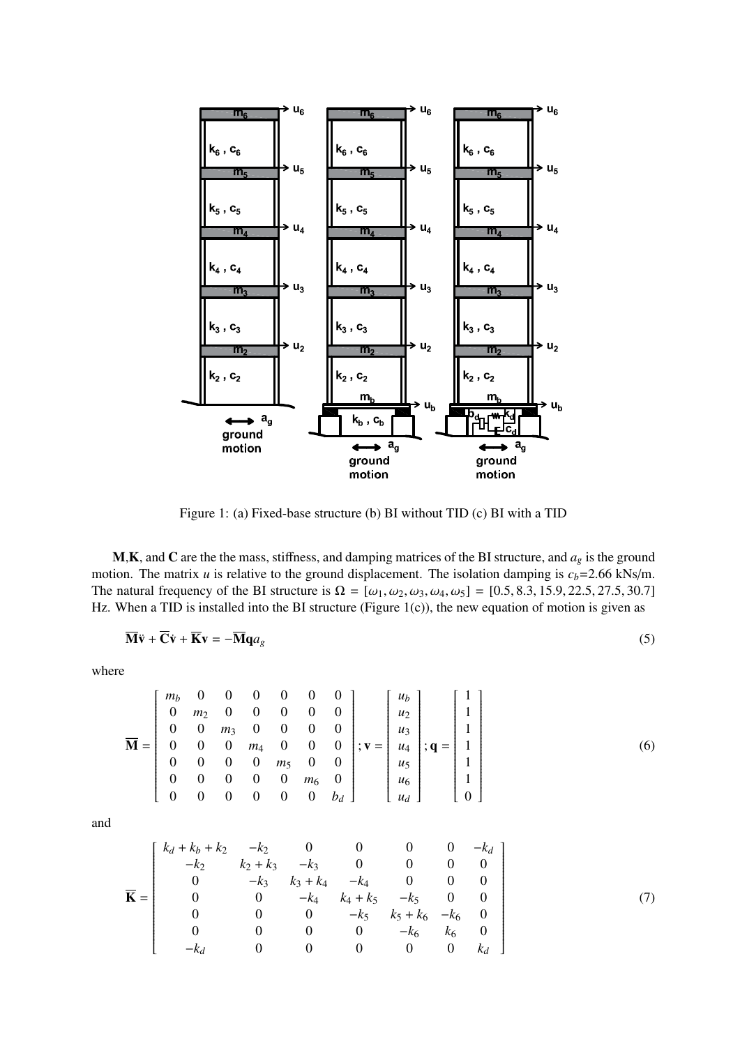Figure 1: (a) Fixed-base structure (b) BI without TID (c) BI with a TID

**M**,**K**, and **C** are the the mass, stiffness, and damping matrices of the BI structure, and $a_g$ is the ground motion. The matrix $u$ is relative to the ground displacement. The isolation damping is $c_b$=2.66 kNs/m. The natural frequency of the BI structure is $\Omega = [\omega_1, \omega_2, \omega_3, \omega_4, \omega_5] = [0.5, 8.3, 15.9, 22.5, 27.5, 30.7]$ Hz. When a TID is installed into the BI structure (Figure 1(c)), the new equation of motion is given as

$$\overline{\mathbf{M}}\ddot{\mathbf{v}} + \overline{\mathbf{C}}\dot{\mathbf{v}} + \overline{\mathbf{K}}\mathbf{v} = -\overline{\mathbf{M}}\mathbf{q}a_g \tag{5}$$

where

$$\overline{\mathbf{M}} = \begin{bmatrix} m_b & 0 & 0 & 0 & 0 & 0 & 0 \\ 0 & m_2 & 0 & 0 & 0 & 0 & 0 \\ 0 & 0 & m_3 & 0 & 0 & 0 & 0 \\ 0 & 0 & 0 & m_4 & 0 & 0 & 0 \\ 0 & 0 & 0 & 0 & m_5 & 0 & 0 \\ 0 & 0 & 0 & 0 & 0 & m_6 & 0 \\ 0 & 0 & 0 & 0 & 0 & 0 & b_d \end{bmatrix}; \mathbf{v} = \begin{bmatrix} u_b \\ u_2 \\ u_3 \\ u_4 \\ u_5 \\ u_6 \\ u_d \end{bmatrix}; \mathbf{q} = \begin{bmatrix} 1 \\ 1 \\ 1 \\ 1 \\ 1 \\ 1 \\ 0 \end{bmatrix} \tag{6}$$

and

$$\overline{\mathbf{K}} = \begin{bmatrix} k_d + k_b + k_2 & -k_2 & 0 & 0 & 0 & 0 & -k_d \\ -k_2 & k_2 + k_3 & -k_3 & 0 & 0 & 0 & 0 \\ 0 & -k_3 & k_3 + k_4 & -k_4 & 0 & 0 & 0 \\ 0 & 0 & -k_4 & k_4 + k_5 & -k_5 & 0 & 0 \\ 0 & 0 & 0 & -k_5 & k_5 + k_6 & -k_6 & 0 \\ 0 & 0 & 0 & 0 & -k_6 & k_6 & 0 \\ -k_d & 0 & 0 & 0 & 0 & 0 & k_d \end{bmatrix} \tag{7}$$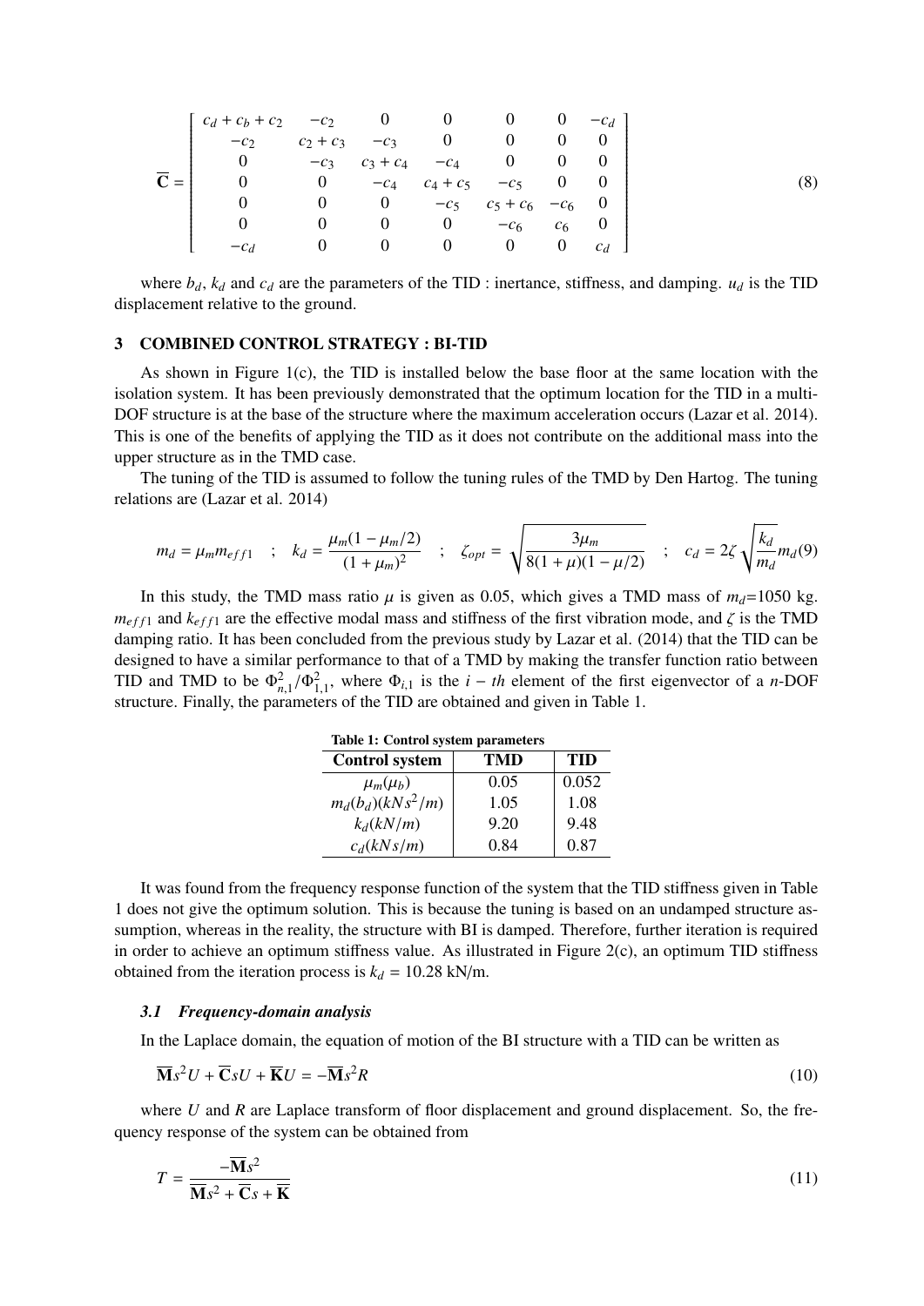$$
\overline{\mathbf{C}} = \begin{bmatrix} c_d + c_b + c_2 & -c_2 & 0 & 0 & 0 & 0 & -c_d \\ -c_2 & c_2 + c_3 & -c_3 & 0 & 0 & 0 & 0 \\ 0 & -c_3 & c_3 + c_4 & -c_4 & 0 & 0 & 0 \\ 0 & 0 & -c_4 & c_4 + c_5 & -c_5 & 0 & 0 \\ 0 & 0 & 0 & -c_5 & c_5 + c_6 & -c_6 & 0 \\ 0 & 0 & 0 & 0 & -c_6 & c_6 & 0 \\ -c_d & 0 & 0 & 0 & 0 & 0 & c_d \end{bmatrix} \tag{8}
$$

where $b_d$, $k_d$ and $c_d$ are the parameters of the TID : inertance, stiffness, and damping. $u_d$ is the TID displacement relative to the ground.

## 3 COMBINED CONTROL STRATEGY : BI-TID

As shown in Figure 1(c), the TID is installed below the base floor at the same location with the isolation system. It has been previously demonstrated that the optimum location for the TID in a multi-DOF structure is at the base of the structure where the maximum acceleration occurs (Lazar et al. 2014). This is one of the benefits of applying the TID as it does not contribute on the additional mass into the upper structure as in the TMD case.

The tuning of the TID is assumed to follow the tuning rules of the TMD by Den Hartog. The tuning relations are (Lazar et al. 2014)

$$
m_d = \mu_m m_{eff1} \quad ; \quad k_d = \frac{\mu_m (1 - \mu_m/2)}{(1 + \mu_m)^2} \quad ; \quad \zeta_{opt} = \sqrt{\frac{3\mu_m}{8(1 + \mu)(1 - \mu/2)}} \quad ; \quad c_d = 2\zeta \sqrt{\frac{k_d}{m_d}} m_d \tag{9}
$$

In this study, the TMD mass ratio $\mu$ is given as 0.05, which gives a TMD mass of $m_d$=1050 kg. $m_{eff1}$ and $k_{eff1}$ are the effective modal mass and stiffness of the first vibration mode, and $\zeta$ is the TMD damping ratio. It has been concluded from the previous study by Lazar et al. (2014) that the TID can be designed to have a similar performance to that of a TMD by making the transfer function ratio between TID and TMD to be $\Phi_{n,1}^2/\Phi_{1,1}^2$, where $\Phi_{i,1}$ is the $i-th$ element of the first eigenvector of a $n$-DOF structure. Finally, the parameters of the TID are obtained and given in Table 1.

**Table 1: Control system parameters**

| Control system | TMD | TID |
|---|---|---|
| $\mu_m(\mu_b)$ | 0.05 | 0.052 |
| $m_d(b_d)(kNs^2/m)$ | 1.05 | 1.08 |
| $k_d(kN/m)$ | 9.20 | 9.48 |
| $c_d(kNs/m)$ | 0.84 | 0.87 |

It was found from the frequency response function of the system that the TID stiffness given in Table 1 does not give the optimum solution. This is because the tuning is based on an undamped structure assumption, whereas in the reality, the structure with BI is damped. Therefore, further iteration is required in order to achieve an optimum stiffness value. As illustrated in Figure 2(c), an optimum TID stiffness obtained from the iteration process is $k_d$ = 10.28 kN/m.

### *3.1 Frequency-domain analysis*

In the Laplace domain, the equation of motion of the BI structure with a TID can be written as

$$
\overline{\mathbf{M}}s^2 U + \overline{\mathbf{C}}sU + \overline{\mathbf{K}}U = -\overline{\mathbf{M}}s^2 R \tag{10}
$$

where $U$ and $R$ are Laplace transform of floor displacement and ground displacement. So, the frequency response of the system can be obtained from

$$
T = \frac{-\overline{\mathbf{M}}s^2}{\overline{\mathbf{M}}s^2 + \overline{\mathbf{C}}s + \overline{\mathbf{K}}} \tag{11}
$$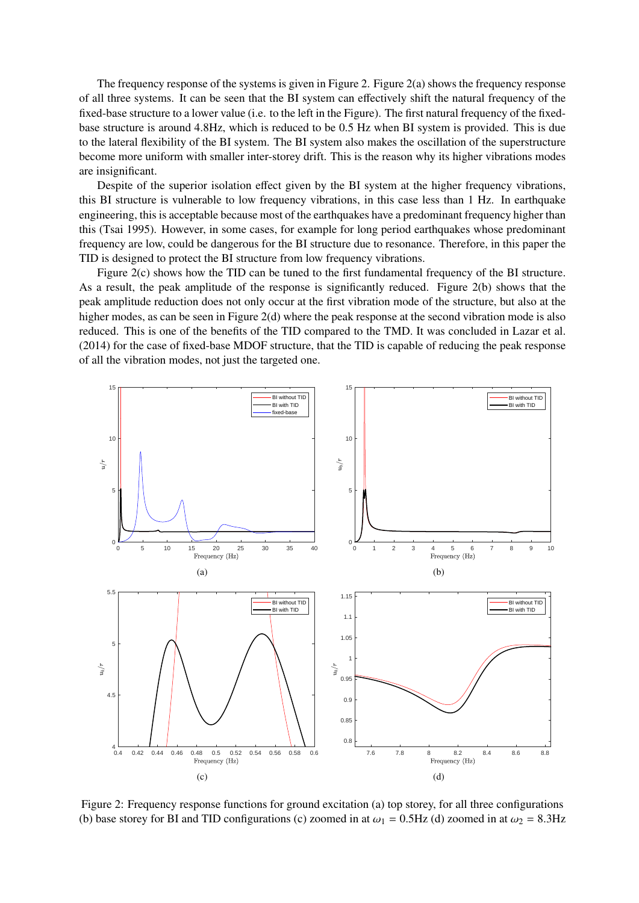The frequency response of the systems is given in Figure 2. Figure 2(a) shows the frequency response of all three systems. It can be seen that the BI system can effectively shift the natural frequency of the fixed-base structure to a lower value (i.e. to the left in the Figure). The first natural frequency of the fixed-base structure is around 4.8Hz, which is reduced to be 0.5 Hz when BI system is provided. This is due to the lateral flexibility of the BI system. The BI system also makes the oscillation of the superstructure become more uniform with smaller inter-storey drift. This is the reason why its higher vibrations modes are insignificant.

Despite of the superior isolation effect given by the BI system at the higher frequency vibrations, this BI structure is vulnerable to low frequency vibrations, in this case less than 1 Hz. In earthquake engineering, this is acceptable because most of the earthquakes have a predominant frequency higher than this (Tsai 1995). However, in some cases, for example for long period earthquakes whose predominant frequency are low, could be dangerous for the BI structure due to resonance. Therefore, in this paper the TID is designed to protect the BI structure from low frequency vibrations.

Figure 2(c) shows how the TID can be tuned to the first fundamental frequency of the BI structure. As a result, the peak amplitude of the response is significantly reduced. Figure 2(b) shows that the peak amplitude reduction does not only occur at the first vibration mode of the structure, but also at the higher modes, as can be seen in Figure 2(d) where the peak response at the second vibration mode is also reduced. This is one of the benefits of the TID compared to the TMD. It was concluded in Lazar et al. (2014) for the case of fixed-base MDOF structure, that the TID is capable of reducing the peak response of all the vibration modes, not just the targeted one.

Figure 2: Frequency response functions for ground excitation (a) top storey, for all three configurations (b) base storey for BI and TID configurations (c) zoomed in at $\omega_1 = 0.5$Hz (d) zoomed in at $\omega_2 = 8.3$Hz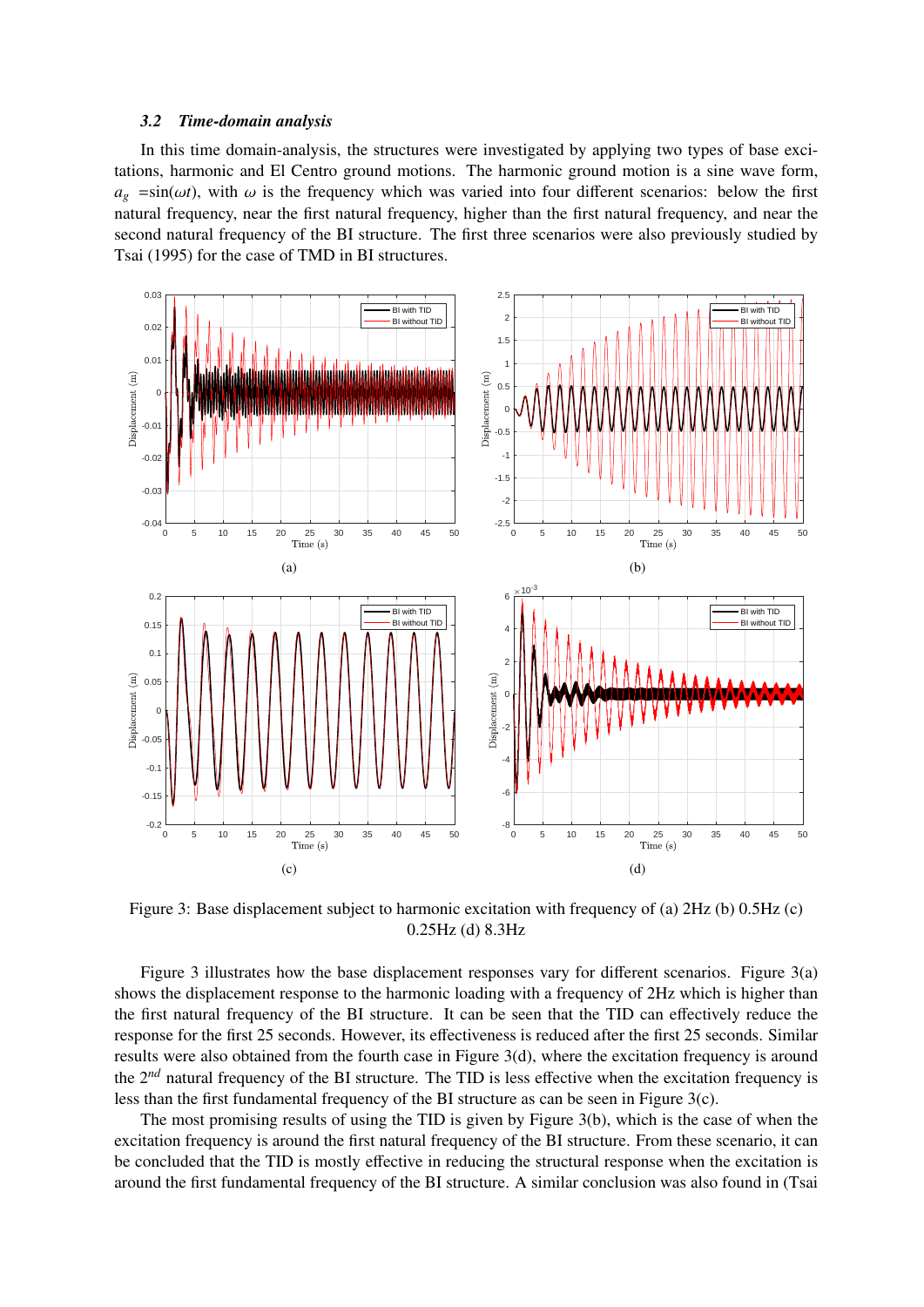### 3.2 Time-domain analysis

In this time domain-analysis, the structures were investigated by applying two types of base excitations, harmonic and El Centro ground motions. The harmonic ground motion is a sine wave form, $a_g$ =sin($\omega t$), with $\omega$ is the frequency which was varied into four different scenarios: below the first natural frequency, near the first natural frequency, higher than the first natural frequency, and near the second natural frequency of the BI structure. The first three scenarios were also previously studied by Tsai (1995) for the case of TMD in BI structures.

Figure 3: Base displacement subject to harmonic excitation with frequency of (a) 2Hz (b) 0.5Hz (c) 0.25Hz (d) 8.3Hz

Figure 3 illustrates how the base displacement responses vary for different scenarios. Figure 3(a) shows the displacement response to the harmonic loading with a frequency of 2Hz which is higher than the first natural frequency of the BI structure. It can be seen that the TID can effectively reduce the response for the first 25 seconds. However, its effectiveness is reduced after the first 25 seconds. Similar results were also obtained from the fourth case in Figure 3(d), where the excitation frequency is around the $2^{nd}$ natural frequency of the BI structure. The TID is less effective when the excitation frequency is less than the first fundamental frequency of the BI structure as can be seen in Figure 3(c).

The most promising results of using the TID is given by Figure 3(b), which is the case of when the excitation frequency is around the first natural frequency of the BI structure. From these scenario, it can be concluded that the TID is mostly effective in reducing the structural response when the excitation is around the first fundamental frequency of the BI structure. A similar conclusion was also found in (Tsai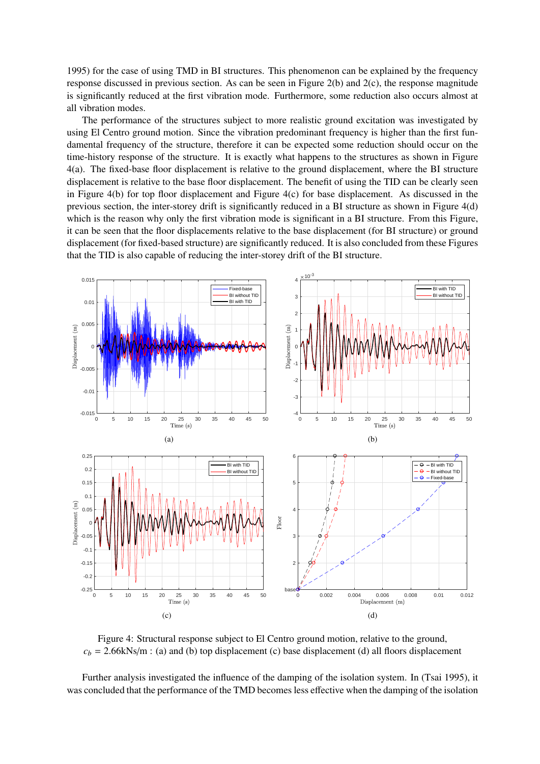1995) for the case of using TMD in BI structures. This phenomenon can be explained by the frequency response discussed in previous section. As can be seen in Figure 2(b) and 2(c), the response magnitude is significantly reduced at the first vibration mode. Furthermore, some reduction also occurs almost at all vibration modes.

The performance of the structures subject to more realistic ground excitation was investigated by using El Centro ground motion. Since the vibration predominant frequency is higher than the first fundamental frequency of the structure, therefore it can be expected some reduction should occur on the time-history response of the structure. It is exactly what happens to the structures as shown in Figure 4(a). The fixed-base floor displacement is relative to the ground displacement, where the BI structure displacement is relative to the base floor displacement. The benefit of using the TID can be clearly seen in Figure 4(b) for top floor displacement and Figure 4(c) for base displacement. As discussed in the previous section, the inter-storey drift is significantly reduced in a BI structure as shown in Figure 4(d) which is the reason why only the first vibration mode is significant in a BI structure. From this Figure, it can be seen that the floor displacements relative to the base displacement (for BI structure) or ground displacement (for fixed-based structure) are significantly reduced. It is also concluded from these Figures that the TID is also capable of reducing the inter-storey drift of the BI structure.

Figure 4: Structural response subject to El Centro ground motion, relative to the ground, $c_b$ = 2.66kNs/m : (a) and (b) top displacement (c) base displacement (d) all floors displacement

Further analysis investigated the influence of the damping of the isolation system. In (Tsai 1995), it was concluded that the performance of the TMD becomes less effective when the damping of the isolation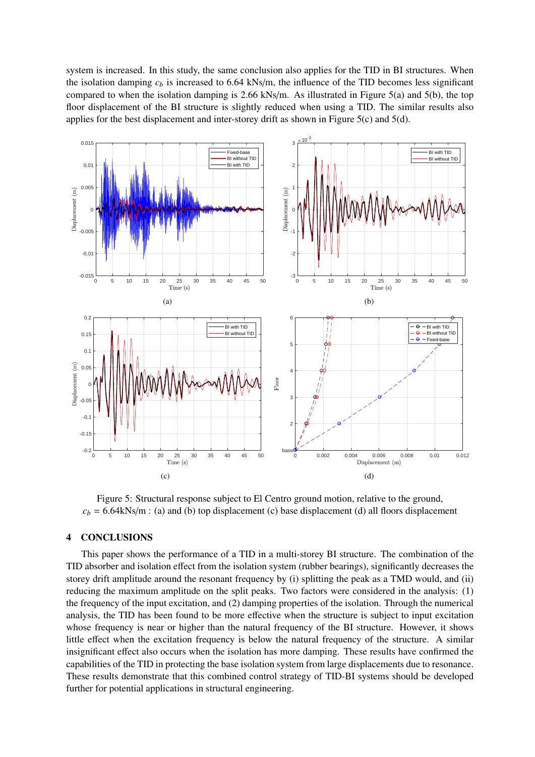system is increased. In this study, the same conclusion also applies for the TID in BI structures. When the isolation damping $c_b$ is increased to 6.64 kNs/m, the influence of the TID becomes less significant compared to when the isolation damping is 2.66 kNs/m. As illustrated in Figure 5(a) and 5(b), the top floor displacement of the BI structure is slightly reduced when using a TID. The similar results also applies for the best displacement and inter-storey drift as shown in Figure 5(c) and 5(d).

Figure 5: Structural response subject to El Centro ground motion, relative to the ground, $c_b$ = 6.64kNs/m : (a) and (b) top displacement (c) base displacement (d) all floors displacement

## 4 CONCLUSIONS

This paper shows the performance of a TID in a multi-storey BI structure. The combination of the TID absorber and isolation effect from the isolation system (rubber bearings), significantly decreases the storey drift amplitude around the resonant frequency by (i) splitting the peak as a TMD would, and (ii) reducing the maximum amplitude on the split peaks. Two factors were considered in the analysis: (1) the frequency of the input excitation, and (2) damping properties of the isolation. Through the numerical analysis, the TID has been found to be more effective when the structure is subject to input excitation whose frequency is near or higher than the natural frequency of the BI structure. However, it shows little effect when the excitation frequency is below the natural frequency of the structure. A similar insignificant effect also occurs when the isolation has more damping. These results have confirmed the capabilities of the TID in protecting the base isolation system from large displacements due to resonance. These results demonstrate that this combined control strategy of TID-BI systems should be developed further for potential applications in structural engineering.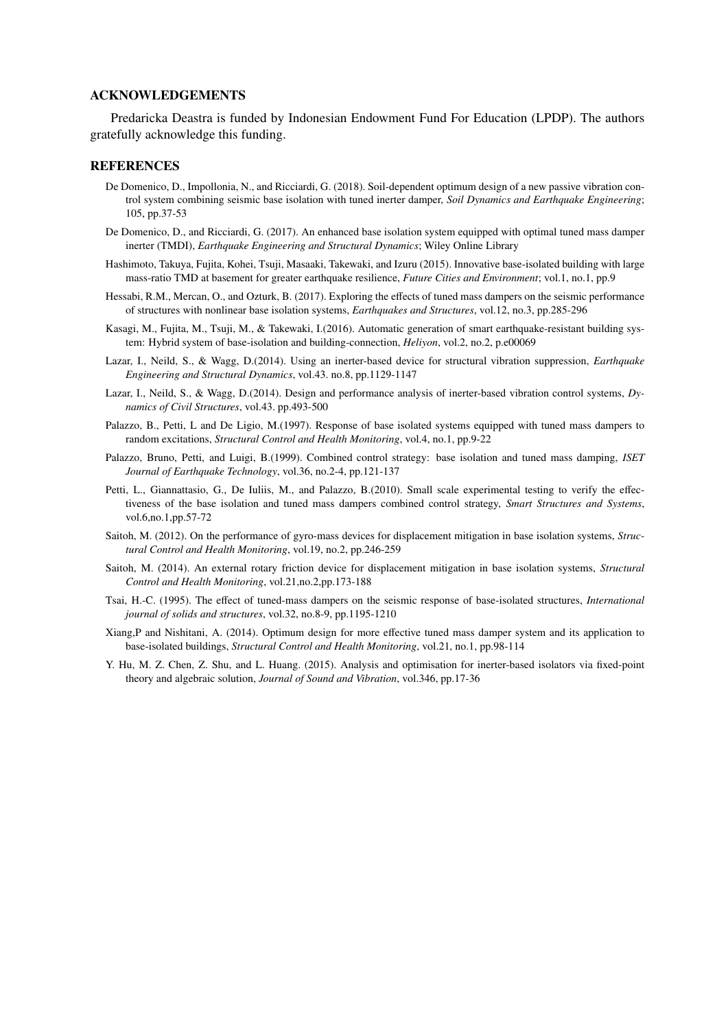## ACKNOWLEDGEMENTS

Predaricka Deastra is funded by Indonesian Endowment Fund For Education (LPDP). The authors gratefully acknowledge this funding.

## REFERENCES

De Domenico, D., Impollonia, N., and Ricciardi, G. (2018). Soil-dependent optimum design of a new passive vibration control system combining seismic base isolation with tuned inerter damper, *Soil Dynamics and Earthquake Engineering*; 105, pp.37-53

De Domenico, D., and Ricciardi, G. (2017). An enhanced base isolation system equipped with optimal tuned mass damper inerter (TMDI), *Earthquake Engineering and Structural Dynamics*; Wiley Online Library

Hashimoto, Takuya, Fujita, Kohei, Tsuji, Masaaki, Takewaki, and Izuru (2015). Innovative base-isolated building with large mass-ratio TMD at basement for greater earthquake resilience, *Future Cities and Environment*; vol.1, no.1, pp.9

Hessabi, R.M., Mercan, O., and Ozturk, B. (2017). Exploring the effects of tuned mass dampers on the seismic performance of structures with nonlinear base isolation systems, *Earthquakes and Structures*, vol.12, no.3, pp.285-296

Kasagi, M., Fujita, M., Tsuji, M., & Takewaki, I.(2016). Automatic generation of smart earthquake-resistant building system: Hybrid system of base-isolation and building-connection, *Heliyon*, vol.2, no.2, p.e00069

Lazar, I., Neild, S., & Wagg, D.(2014). Using an inerter-based device for structural vibration suppression, *Earthquake Engineering and Structural Dynamics*, vol.43. no.8, pp.1129-1147

Lazar, I., Neild, S., & Wagg, D.(2014). Design and performance analysis of inerter-based vibration control systems, *Dynamics of Civil Structures*, vol.43. pp.493-500

Palazzo, B., Petti, L and De Ligio, M.(1997). Response of base isolated systems equipped with tuned mass dampers to random excitations, *Structural Control and Health Monitoring*, vol.4, no.1, pp.9-22

Palazzo, Bruno, Petti, and Luigi, B.(1999). Combined control strategy: base isolation and tuned mass damping, *ISET Journal of Earthquake Technology*, vol.36, no.2-4, pp.121-137

Petti, L., Giannattasio, G., De Iuliis, M., and Palazzo, B.(2010). Small scale experimental testing to verify the effectiveness of the base isolation and tuned mass dampers combined control strategy, *Smart Structures and Systems*, vol.6,no.1,pp.57-72

Saitoh, M. (2012). On the performance of gyro-mass devices for displacement mitigation in base isolation systems, *Structural Control and Health Monitoring*, vol.19, no.2, pp.246-259

Saitoh, M. (2014). An external rotary friction device for displacement mitigation in base isolation systems, *Structural Control and Health Monitoring*, vol.21,no.2,pp.173-188

Tsai, H.-C. (1995). The effect of tuned-mass dampers on the seismic response of base-isolated structures, *International journal of solids and structures*, vol.32, no.8-9, pp.1195-1210

Xiang,P and Nishitani, A. (2014). Optimum design for more effective tuned mass damper system and its application to base-isolated buildings, *Structural Control and Health Monitoring*, vol.21, no.1, pp.98-114

Y. Hu, M. Z. Chen, Z. Shu, and L. Huang. (2015). Analysis and optimisation for inerter-based isolators via fixed-point theory and algebraic solution, *Journal of Sound and Vibration*, vol.346, pp.17-36